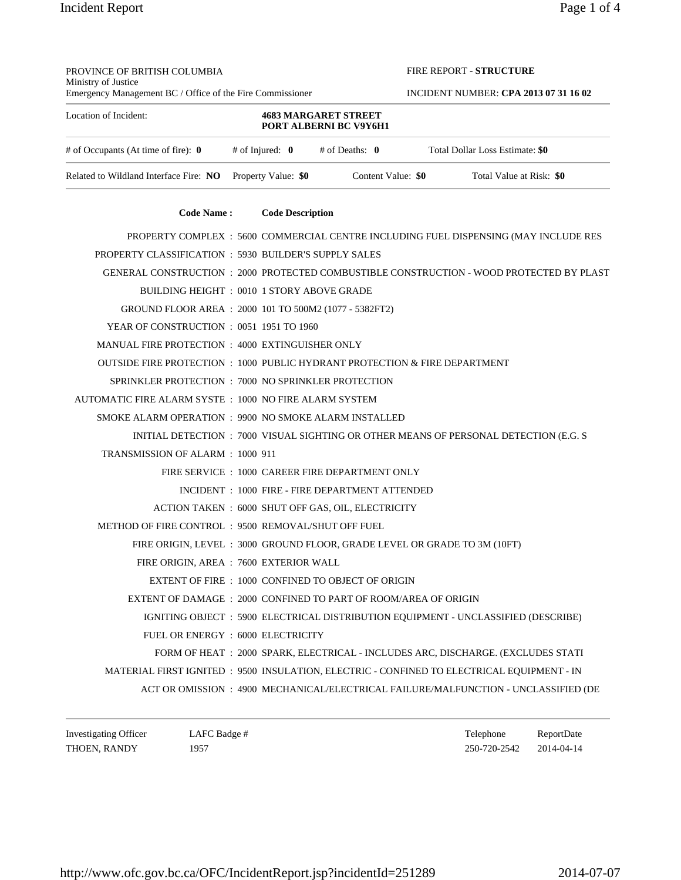PROVINCE OF BRITISH COLUMBIA
Ministry of Justice
Emergency Management BC / Office of the Fire Commissioner

FIRE REPORT - **STRUCTURE**

INCIDENT NUMBER: **CPA 2013 07 31 16 02**

| Location of Incident: | **4683 MARGARET STREET PORT ALBERNI BC V9Y6H1** | | |
|---|---|---|---|
| # of Occupants (At time of fire): **0** | # of Injured: **0** | # of Deaths: **0** | Total Dollar Loss Estimate: **$0** |
| Related to Wildland Interface Fire: **NO** | Property Value: **$0** | Content Value: **$0** | Total Value at Risk: **$0** |

| Code Name : | | Code Description |
|---|---|---|
| PROPERTY COMPLEX | 5600 | COMMERCIAL CENTRE INCLUDING FUEL DISPENSING (MAY INCLUDE RES |
| PROPERTY CLASSIFICATION | 5930 | BUILDER'S SUPPLY SALES |
| GENERAL CONSTRUCTION | 2000 | PROTECTED COMBUSTIBLE CONSTRUCTION - WOOD PROTECTED BY PLAST |
| BUILDING HEIGHT | 0010 | 1 STORY ABOVE GRADE |
| GROUND FLOOR AREA | 2000 | 101 TO 500M2 (1077 - 5382FT2) |
| YEAR OF CONSTRUCTION | 0051 | 1951 TO 1960 |
| MANUAL FIRE PROTECTION | 4000 | EXTINGUISHER ONLY |
| OUTSIDE FIRE PROTECTION | 1000 | PUBLIC HYDRANT PROTECTION & FIRE DEPARTMENT |
| SPRINKLER PROTECTION | 7000 | NO SPRINKLER PROTECTION |
| AUTOMATIC FIRE ALARM SYSTE | 1000 | NO FIRE ALARM SYSTEM |
| SMOKE ALARM OPERATION | 9900 | NO SMOKE ALARM INSTALLED |
| INITIAL DETECTION | 7000 | VISUAL SIGHTING OR OTHER MEANS OF PERSONAL DETECTION (E.G. S |
| TRANSMISSION OF ALARM | 1000 | 911 |
| FIRE SERVICE | 1000 | CAREER FIRE DEPARTMENT ONLY |
| INCIDENT | 1000 | FIRE - FIRE DEPARTMENT ATTENDED |
| ACTION TAKEN | 6000 | SHUT OFF GAS, OIL, ELECTRICITY |
| METHOD OF FIRE CONTROL | 9500 | REMOVAL/SHUT OFF FUEL |
| FIRE ORIGIN, LEVEL | 3000 | GROUND FLOOR, GRADE LEVEL OR GRADE TO 3M (10FT) |
| FIRE ORIGIN, AREA | 7600 | EXTERIOR WALL |
| EXTENT OF FIRE | 1000 | CONFINED TO OBJECT OF ORIGIN |
| EXTENT OF DAMAGE | 2000 | CONFINED TO PART OF ROOM/AREA OF ORIGIN |
| IGNITING OBJECT | 5900 | ELECTRICAL DISTRIBUTION EQUIPMENT - UNCLASSIFIED (DESCRIBE) |
| FUEL OR ENERGY | 6000 | ELECTRICITY |
| FORM OF HEAT | 2000 | SPARK, ELECTRICAL - INCLUDES ARC, DISCHARGE. (EXCLUDES STATI |
| MATERIAL FIRST IGNITED | 9500 | INSULATION, ELECTRIC - CONFINED TO ELECTRICAL EQUIPMENT - IN |
| ACT OR OMISSION | 4900 | MECHANICAL/ELECTRICAL FAILURE/MALFUNCTION - UNCLASSIFIED (DE |

| Investigating Officer | LAFC Badge # | Telephone | ReportDate |
|---|---|---|---|
| THOEN, RANDY | 1957 | 250-720-2542 | 2014-04-14 |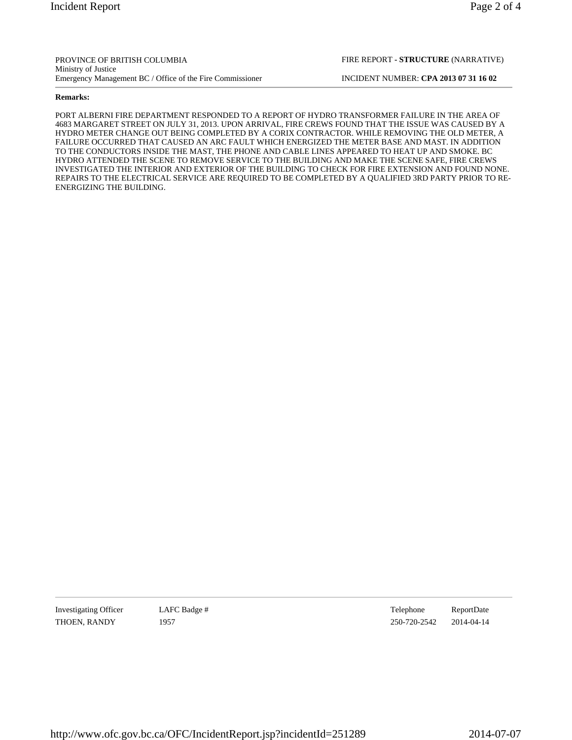PROVINCE OF BRITISH COLUMBIA
Ministry of Justice
Emergency Management BC / Office of the Fire Commissioner

FIRE REPORT - **STRUCTURE** (NARRATIVE)

INCIDENT NUMBER: **CPA 2013 07 31 16 02**

**Remarks:**

PORT ALBERNI FIRE DEPARTMENT RESPONDED TO A REPORT OF HYDRO TRANSFORMER FAILURE IN THE AREA OF 4683 MARGARET STREET ON JULY 31, 2013. UPON ARRIVAL, FIRE CREWS FOUND THAT THE ISSUE WAS CAUSED BY A HYDRO METER CHANGE OUT BEING COMPLETED BY A CORIX CONTRACTOR. WHILE REMOVING THE OLD METER, A FAILURE OCCURRED THAT CAUSED AN ARC FAULT WHICH ENERGIZED THE METER BASE AND MAST. IN ADDITION TO THE CONDUCTORS INSIDE THE MAST, THE PHONE AND CABLE LINES APPEARED TO HEAT UP AND SMOKE. BC HYDRO ATTENDED THE SCENE TO REMOVE SERVICE TO THE BUILDING AND MAKE THE SCENE SAFE, FIRE CREWS INVESTIGATED THE INTERIOR AND EXTERIOR OF THE BUILDING TO CHECK FOR FIRE EXTENSION AND FOUND NONE. REPAIRS TO THE ELECTRICAL SERVICE ARE REQUIRED TO BE COMPLETED BY A QUALIFIED 3RD PARTY PRIOR TO RE-ENERGIZING THE BUILDING.

| Investigating Officer | LAFC Badge # | Telephone | ReportDate |
|---|---|---|---|
| THOEN, RANDY | 1957 | 250-720-2542 | 2014-04-14 |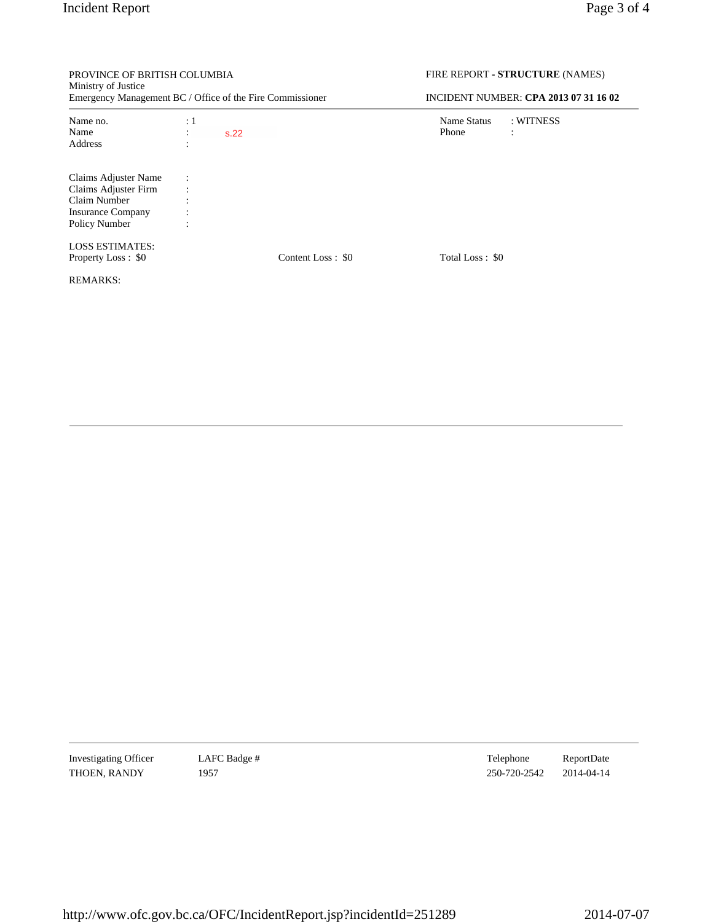PROVINCE OF BRITISH COLUMBIA
Ministry of Justice
Emergency Management BC / Office of the Fire Commissioner

FIRE REPORT - **STRUCTURE** (NAMES)

INCIDENT NUMBER: **CPA 2013 07 31 16 02**

| | | | |
|---|---|---|---|
| Name no. | : 1 | Name Status | : WITNESS |
| Name | : s.22 | Phone | : |
| Address | : | | |

| | |
|---|---|
| Claims Adjuster Name | : |
| Claims Adjuster Firm | : |
| Claim Number | : |
| Insurance Company | : |
| Policy Number | : |

LOSS ESTIMATES:

| Property Loss : $0 | Content Loss : $0 | Total Loss : $0 |
|---|---|---|

REMARKS:

| Investigating Officer | LAFC Badge # | Telephone | ReportDate |
|---|---|---|---|
| THOEN, RANDY | 1957 | 250-720-2542 | 2014-04-14 |